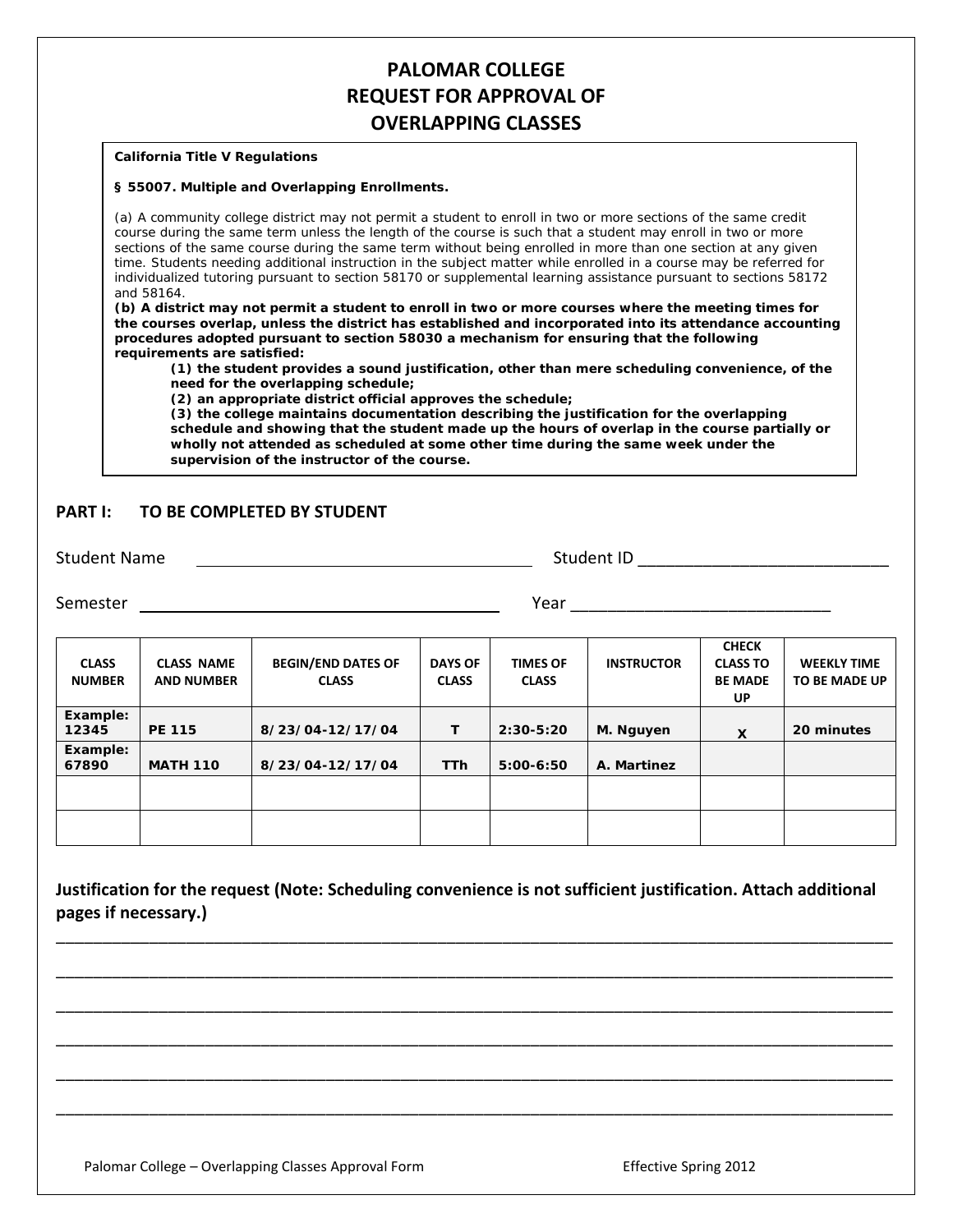# PALOMAR COLLEGE
# REQUEST FOR APPROVAL OF OVERLAPPING CLASSES

**California Title V Regulations**

**§ 55007. Multiple and Overlapping Enrollments.**

(a) A community college district may not permit a student to enroll in two or more sections of the same credit course during the same term unless the length of the course is such that a student may enroll in two or more sections of the same course during the same term without being enrolled in more than one section at any given time. Students needing additional instruction in the subject matter while enrolled in a course may be referred for individualized tutoring pursuant to section 58170 or supplemental learning assistance pursuant to sections 58172 and 58164.

**(b) A district may not permit a student to enroll in two or more courses where the meeting times for the courses overlap, unless the district has established and incorporated into its attendance accounting procedures adopted pursuant to section 58030 a mechanism for ensuring that the following requirements are satisfied:**

> **(1) the student provides a sound justification, other than mere scheduling convenience, of the need for the overlapping schedule;**
>
> **(2) an appropriate district official approves the schedule;**
>
> **(3) the college maintains documentation describing the justification for the overlapping schedule and showing that the student made up the hours of overlap in the course partially or wholly not attended as scheduled at some other time during the same week under the supervision of the instructor of the course.**

## PART I: TO BE COMPLETED BY STUDENT

Student Name ______________________________ Student ID ______________________________

Semester ______________________________ Year ______________________________

| CLASS NUMBER | CLASS NAME AND NUMBER | BEGIN/END DATES OF CLASS | DAYS OF CLASS | TIMES OF CLASS | INSTRUCTOR | CHECK CLASS TO BE MADE UP | WEEKLY TIME TO BE MADE UP |
|---|---|---|---|---|---|---|---|
| **Example: 12345** | **PE 115** | **8/23/04-12/17/04** | **T** | **2:30-5:20** | **M. Nguyen** | **X** | **20 minutes** |
| **Example: 67890** | **MATH 110** | **8/23/04-12/17/04** | **TTh** | **5:00-6:50** | **A. Martinez** | | |
| | | | | | | | |
| | | | | | | | |

**Justification for the request (Note: Scheduling convenience is not sufficient justification. Attach additional pages if necessary.)**

______________________________________________________________________________

______________________________________________________________________________

______________________________________________________________________________

______________________________________________________________________________

______________________________________________________________________________

______________________________________________________________________________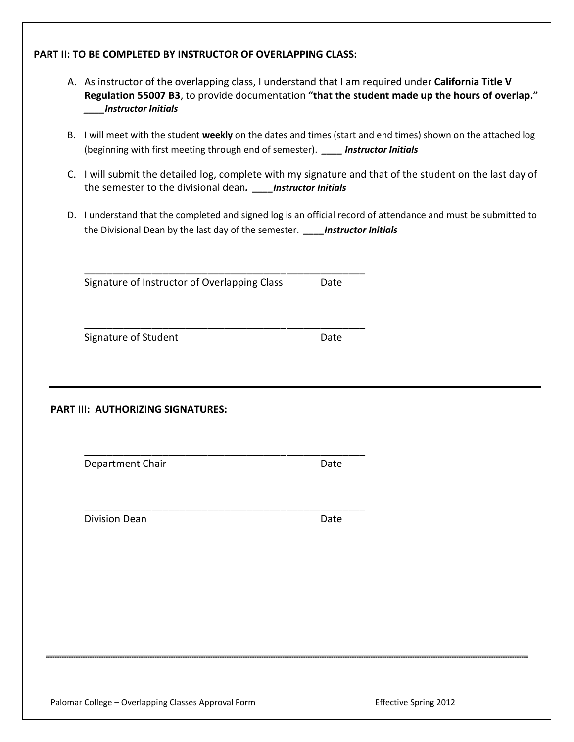**PART II: TO BE COMPLETED BY INSTRUCTOR OF OVERLAPPING CLASS:**

A. As instructor of the overlapping class, I understand that I am required under **California Title V Regulation 55007 B3**, to provide documentation **"that the student made up the hours of overlap."** ____***Instructor Initials***

B. I will meet with the student **weekly** on the dates and times (start and end times) shown on the attached log (beginning with first meeting through end of semester). ____ ***Instructor Initials***

C. I will submit the detailed log, complete with my signature and that of the student on the last day of the semester to the divisional dean*.* ____***Instructor Initials***

D. I understand that the completed and signed log is an official record of attendance and must be submitted to the Divisional Dean by the last day of the semester. ____***Instructor Initials***

_____________________________________________________

Signature of Instructor of Overlapping Class Date

_____________________________________________________

Signature of Student Date

---

**PART III: AUTHORIZING SIGNATURES:**

_____________________________________________________

Department Chair Date

_____________________________________________________

Division Dean Date

Palomar College – Overlapping Classes Approval Form Effective Spring 2012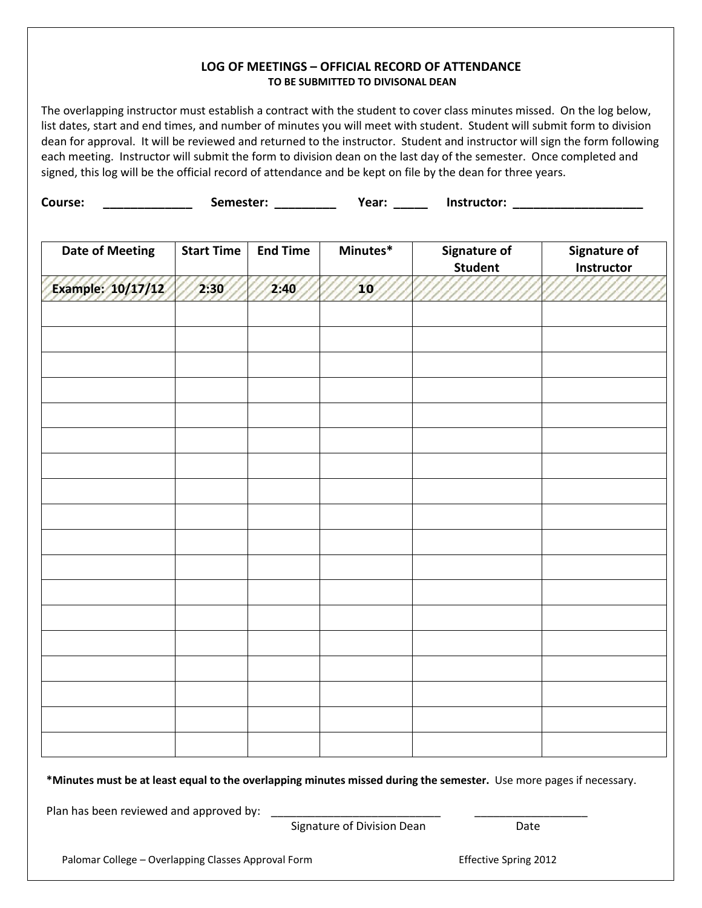# LOG OF MEETINGS – OFFICIAL RECORD OF ATTENDANCE

**TO BE SUBMITTED TO DIVISONAL DEAN**

The overlapping instructor must establish a contract with the student to cover class minutes missed. On the log below, list dates, start and end times, and number of minutes you will meet with student. Student will submit form to division dean for approval. It will be reviewed and returned to the instructor. Student and instructor will sign the form following each meeting. Instructor will submit the form to division dean on the last day of the semester. Once completed and signed, this log will be the official record of attendance and be kept on file by the dean for three years.

**Course:** _____________ **Semester:** _________ **Year:** _____ **Instructor:** ___________________

| Date of Meeting | Start Time | End Time | Minutes* | Signature of Student | Signature of Instructor |
|---|---|---|---|---|---|
| Example: 10/17/12 | 2:30 | 2:40 | 10 | | |
| | | | | | |
| | | | | | |
| | | | | | |
| | | | | | |
| | | | | | |
| | | | | | |
| | | | | | |
| | | | | | |
| | | | | | |
| | | | | | |
| | | | | | |
| | | | | | |
| | | | | | |
| | | | | | |
| | | | | | |
| | | | | | |
| | | | | | |
| | | | | | |

**\*Minutes must be at least equal to the overlapping minutes missed during the semester.** Use more pages if necessary.

Plan has been reviewed and approved by: ___________________________ ___________________

Signature of Division Dean Date

Palomar College – Overlapping Classes Approval Form Effective Spring 2012